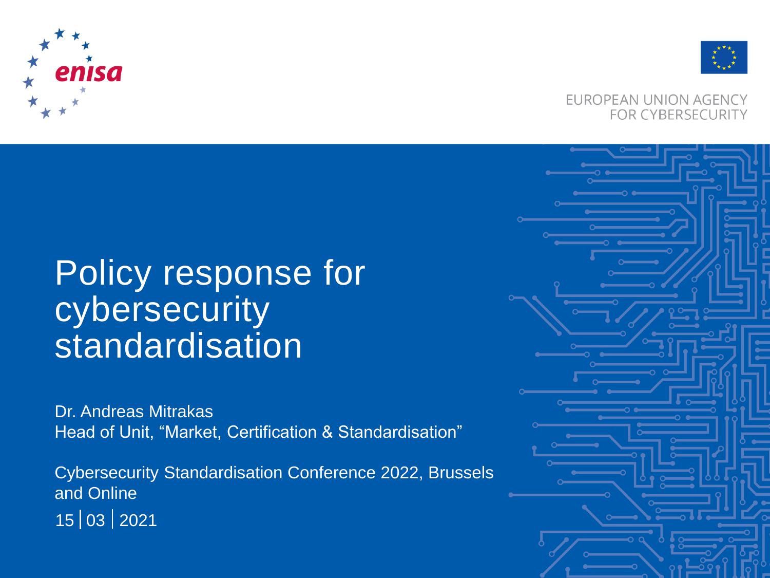enisa

EUROPEAN UNION AGENCY FOR CYBERSECURITY

# Policy response for cybersecurity standardisation

Dr. Andreas Mitrakas
Head of Unit, “Market, Certification & Standardisation”

Cybersecurity Standardisation Conference 2022, Brussels and Online

15 | 03 | 2021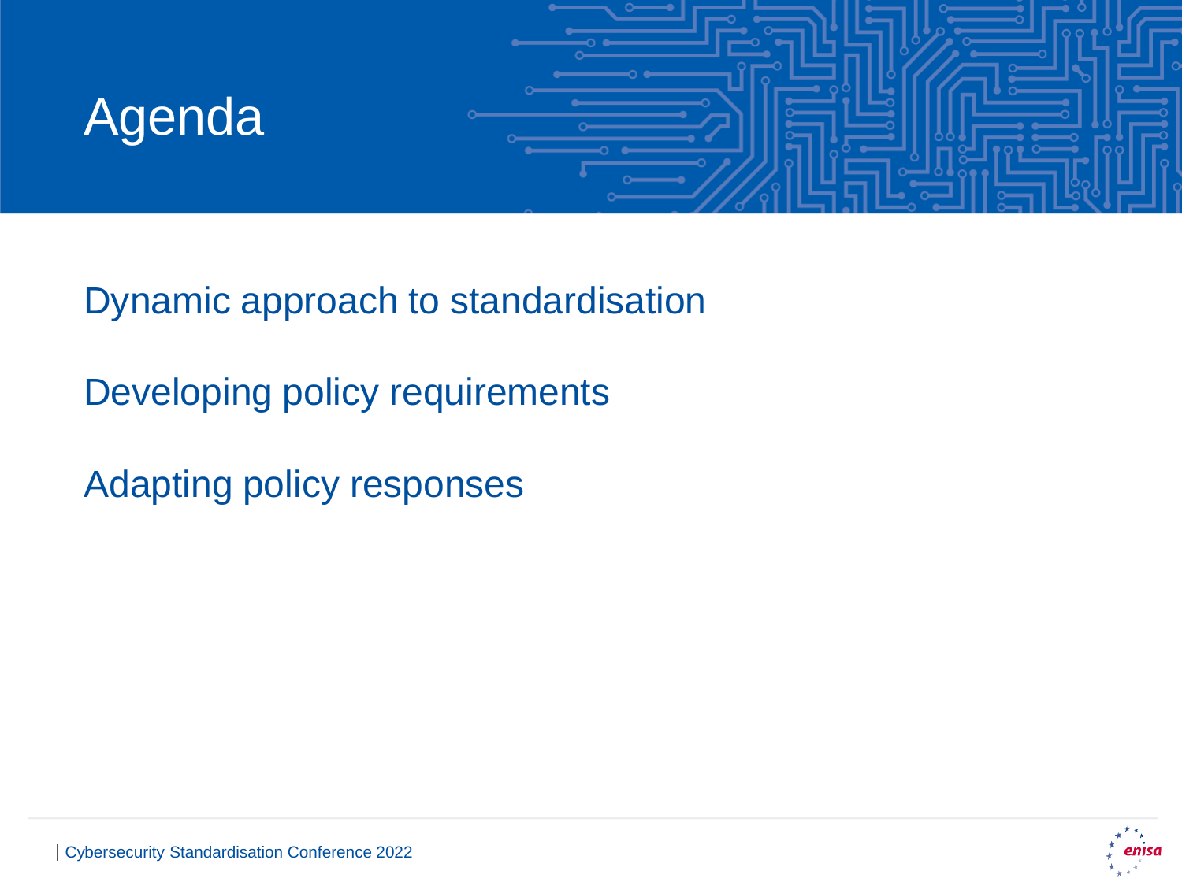# Agenda

Dynamic approach to standardisation

Developing policy requirements

Adapting policy responses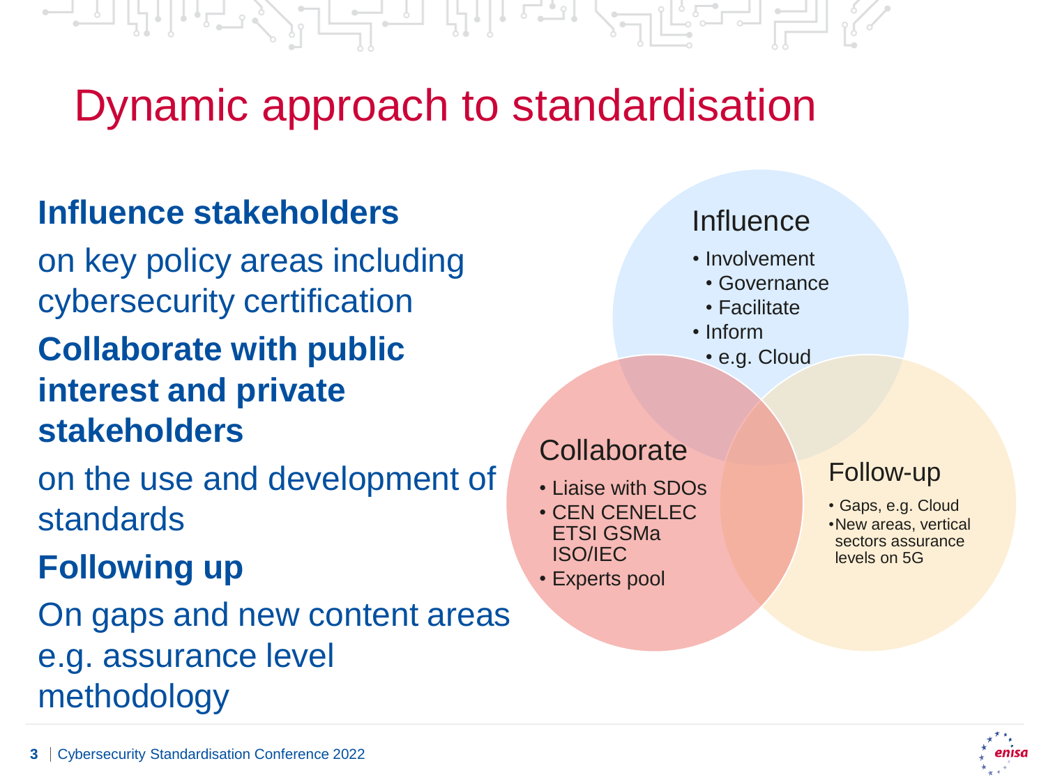# Dynamic approach to standardisation

**Influence stakeholders**

on key policy areas including cybersecurity certification

**Collaborate with public interest and private stakeholders**

on the use and development of standards

**Following up**

On gaps and new content areas e.g. assurance level methodology

Influence

- Involvement
  - Governance
  - Facilitate
- Inform
  - e.g. Cloud

Collaborate

- Liaise with SDOs
- CEN CENELEC ETSI GSMa ISO/IEC
- Experts pool

Follow-up

- Gaps, e.g. Cloud
- New areas, vertical sectors assurance levels on 5G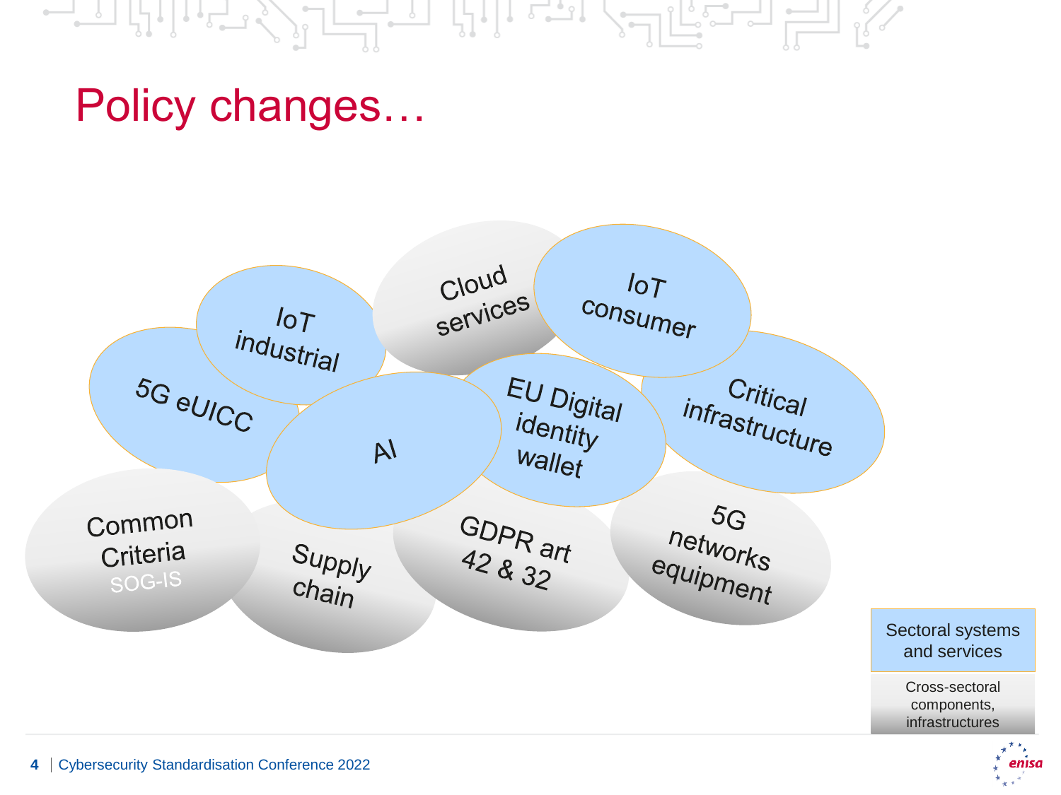# Policy changes…

- IoT industrial
- Cloud services
- IoT consumer
- 5G eUICC
- AI
- EU Digital identity wallet
- Critical infrastructure
- Common Criteria SOG-IS
- Supply chain
- GDPR art 42 & 32
- 5G networks equipment

Sectoral systems and services

Cross-sectoral components, infrastructures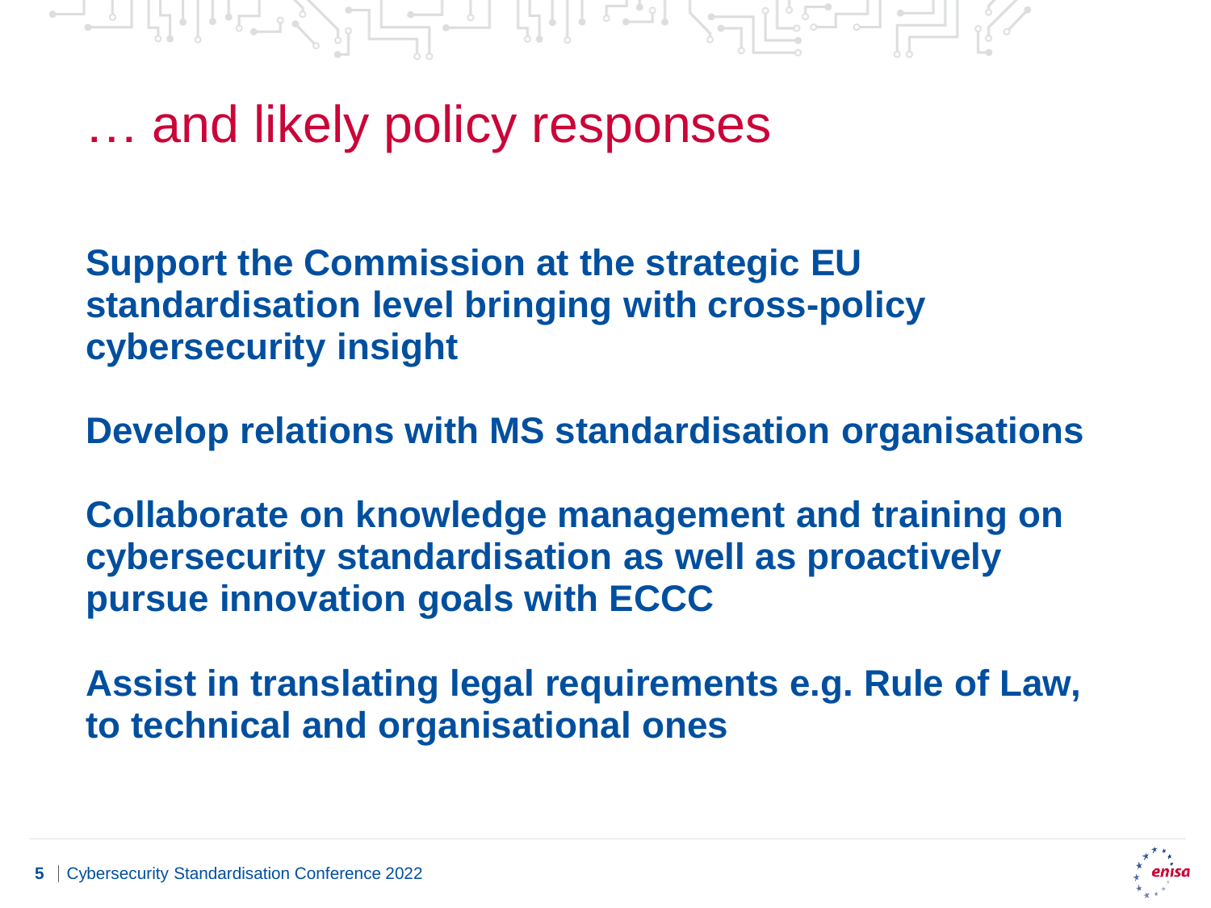# … and likely policy responses

**Support the Commission at the strategic EU standardisation level bringing with cross-policy cybersecurity insight**

**Develop relations with MS standardisation organisations**

**Collaborate on knowledge management and training on cybersecurity standardisation as well as proactively pursue innovation goals with ECCC**

**Assist in translating legal requirements e.g. Rule of Law, to technical and organisational ones**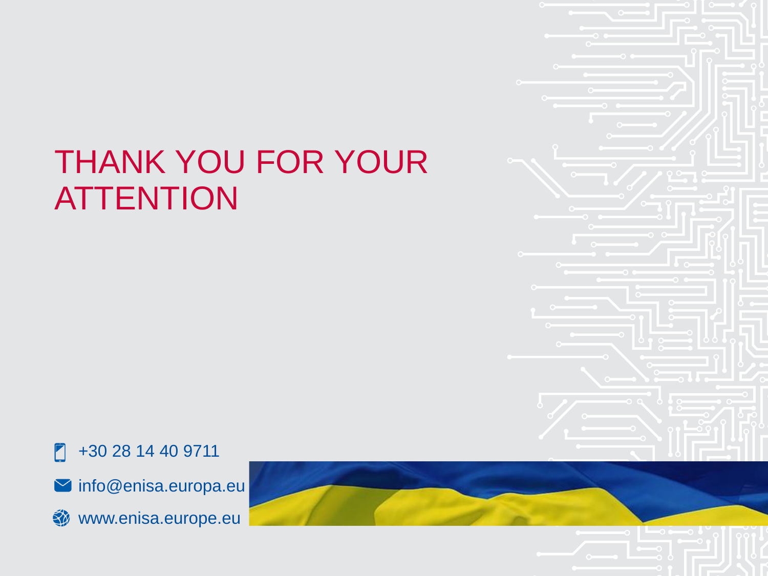# THANK YOU FOR YOUR ATTENTION

+30 28 14 40 9711

info@enisa.europa.eu

www.enisa.europe.eu